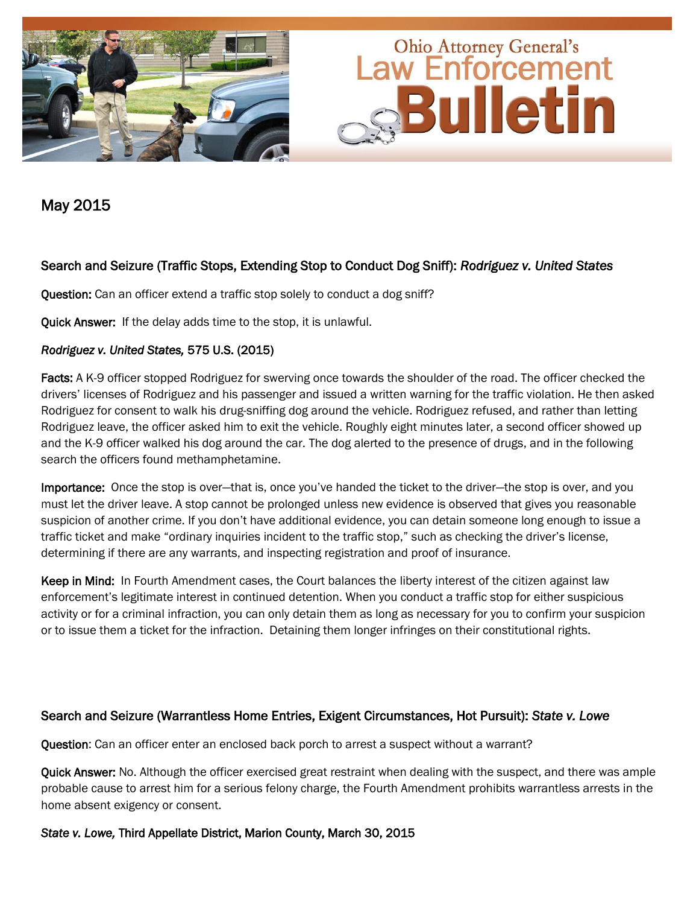# Ohio Attorney General's Law Enforcement Bulletin

## May 2015

### Search and Seizure (Traffic Stops, Extending Stop to Conduct Dog Sniff): *Rodriguez v. United States*

**Question:** Can an officer extend a traffic stop solely to conduct a dog sniff?

**Quick Answer:** If the delay adds time to the stop, it is unlawful.

***Rodriguez v. United States,*** **575 U.S. (2015)**

**Facts:** A K-9 officer stopped Rodriguez for swerving once towards the shoulder of the road. The officer checked the drivers' licenses of Rodriguez and his passenger and issued a written warning for the traffic violation. He then asked Rodriguez for consent to walk his drug-sniffing dog around the vehicle. Rodriguez refused, and rather than letting Rodriguez leave, the officer asked him to exit the vehicle. Roughly eight minutes later, a second officer showed up and the K-9 officer walked his dog around the car. The dog alerted to the presence of drugs, and in the following search the officers found methamphetamine.

**Importance:** Once the stop is over—that is, once you've handed the ticket to the driver—the stop is over, and you must let the driver leave. A stop cannot be prolonged unless new evidence is observed that gives you reasonable suspicion of another crime. If you don't have additional evidence, you can detain someone long enough to issue a traffic ticket and make "ordinary inquiries incident to the traffic stop," such as checking the driver's license, determining if there are any warrants, and inspecting registration and proof of insurance.

**Keep in Mind:** In Fourth Amendment cases, the Court balances the liberty interest of the citizen against law enforcement's legitimate interest in continued detention. When you conduct a traffic stop for either suspicious activity or for a criminal infraction, you can only detain them as long as necessary for you to confirm your suspicion or to issue them a ticket for the infraction. Detaining them longer infringes on their constitutional rights.

### Search and Seizure (Warrantless Home Entries, Exigent Circumstances, Hot Pursuit): *State v. Lowe*

**Question**: Can an officer enter an enclosed back porch to arrest a suspect without a warrant?

**Quick Answer:** No. Although the officer exercised great restraint when dealing with the suspect, and there was ample probable cause to arrest him for a serious felony charge, the Fourth Amendment prohibits warrantless arrests in the home absent exigency or consent.

***State v. Lowe,*** **Third Appellate District, Marion County, March 30, 2015**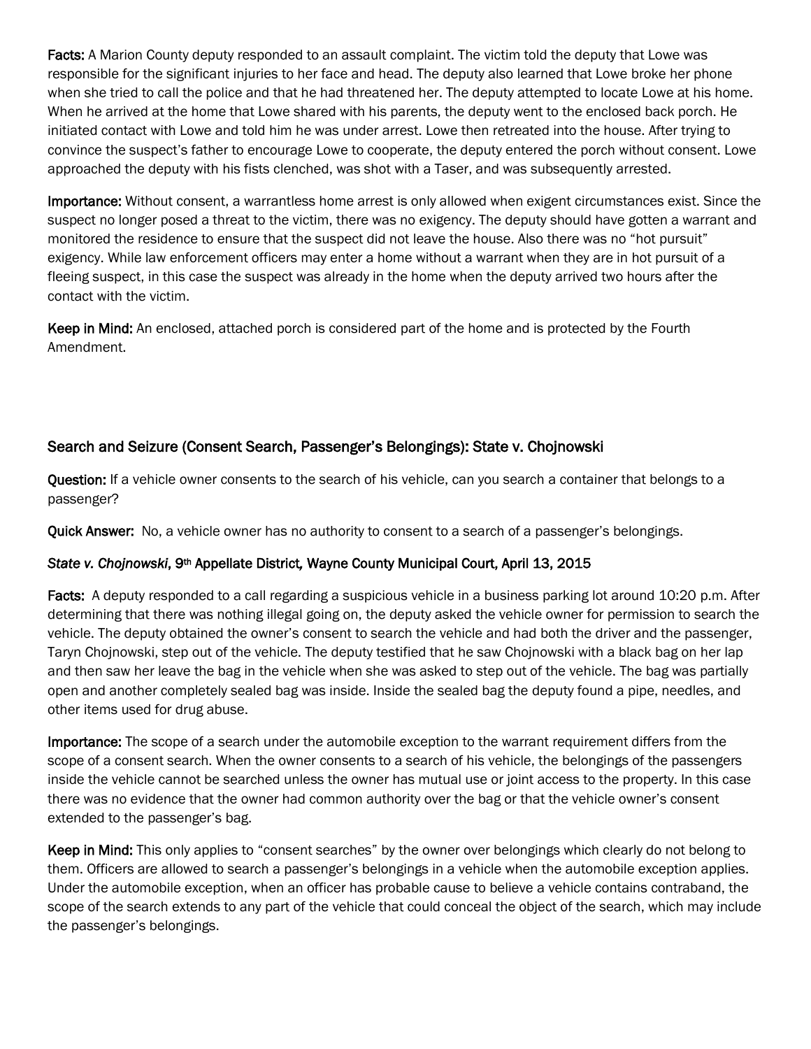**Facts:** A Marion County deputy responded to an assault complaint. The victim told the deputy that Lowe was responsible for the significant injuries to her face and head. The deputy also learned that Lowe broke her phone when she tried to call the police and that he had threatened her. The deputy attempted to locate Lowe at his home. When he arrived at the home that Lowe shared with his parents, the deputy went to the enclosed back porch. He initiated contact with Lowe and told him he was under arrest. Lowe then retreated into the house. After trying to convince the suspect's father to encourage Lowe to cooperate, the deputy entered the porch without consent. Lowe approached the deputy with his fists clenched, was shot with a Taser, and was subsequently arrested.

**Importance:** Without consent, a warrantless home arrest is only allowed when exigent circumstances exist. Since the suspect no longer posed a threat to the victim, there was no exigency. The deputy should have gotten a warrant and monitored the residence to ensure that the suspect did not leave the house. Also there was no "hot pursuit" exigency. While law enforcement officers may enter a home without a warrant when they are in hot pursuit of a fleeing suspect, in this case the suspect was already in the home when the deputy arrived two hours after the contact with the victim.

**Keep in Mind:** An enclosed, attached porch is considered part of the home and is protected by the Fourth Amendment.

## Search and Seizure (Consent Search, Passenger's Belongings): State v. Chojnowski

**Question:** If a vehicle owner consents to the search of his vehicle, can you search a container that belongs to a passenger?

**Quick Answer:** No, a vehicle owner has no authority to consent to a search of a passenger's belongings.

***State v. Chojnowski*, 9th Appellate District, Wayne County Municipal Court, April 13, 2015**

**Facts:** A deputy responded to a call regarding a suspicious vehicle in a business parking lot around 10:20 p.m. After determining that there was nothing illegal going on, the deputy asked the vehicle owner for permission to search the vehicle. The deputy obtained the owner's consent to search the vehicle and had both the driver and the passenger, Taryn Chojnowski, step out of the vehicle. The deputy testified that he saw Chojnowski with a black bag on her lap and then saw her leave the bag in the vehicle when she was asked to step out of the vehicle. The bag was partially open and another completely sealed bag was inside. Inside the sealed bag the deputy found a pipe, needles, and other items used for drug abuse.

**Importance:** The scope of a search under the automobile exception to the warrant requirement differs from the scope of a consent search. When the owner consents to a search of his vehicle, the belongings of the passengers inside the vehicle cannot be searched unless the owner has mutual use or joint access to the property. In this case there was no evidence that the owner had common authority over the bag or that the vehicle owner's consent extended to the passenger's bag.

**Keep in Mind:** This only applies to "consent searches" by the owner over belongings which clearly do not belong to them. Officers are allowed to search a passenger's belongings in a vehicle when the automobile exception applies. Under the automobile exception, when an officer has probable cause to believe a vehicle contains contraband, the scope of the search extends to any part of the vehicle that could conceal the object of the search, which may include the passenger's belongings.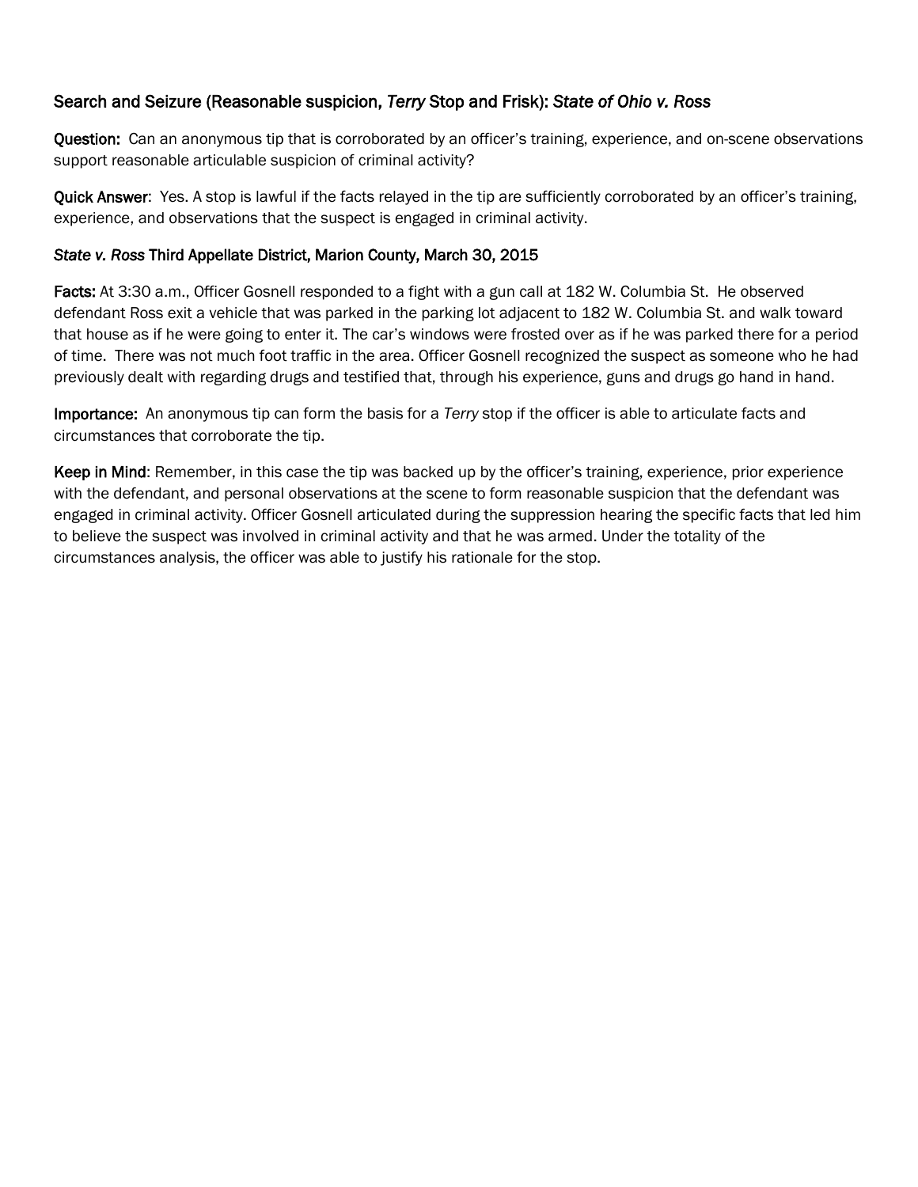### Search and Seizure (Reasonable suspicion, *Terry* Stop and Frisk): *State of Ohio v. Ross*

**Question:** Can an anonymous tip that is corroborated by an officer's training, experience, and on-scene observations support reasonable articulable suspicion of criminal activity?

**Quick Answer**: Yes. A stop is lawful if the facts relayed in the tip are sufficiently corroborated by an officer's training, experience, and observations that the suspect is engaged in criminal activity.

***State v. Ross*** **Third Appellate District, Marion County, March 30, 2015**

**Facts:** At 3:30 a.m., Officer Gosnell responded to a fight with a gun call at 182 W. Columbia St. He observed defendant Ross exit a vehicle that was parked in the parking lot adjacent to 182 W. Columbia St. and walk toward that house as if he were going to enter it. The car's windows were frosted over as if he was parked there for a period of time. There was not much foot traffic in the area. Officer Gosnell recognized the suspect as someone who he had previously dealt with regarding drugs and testified that, through his experience, guns and drugs go hand in hand.

**Importance:** An anonymous tip can form the basis for a *Terry* stop if the officer is able to articulate facts and circumstances that corroborate the tip.

**Keep in Mind**: Remember, in this case the tip was backed up by the officer's training, experience, prior experience with the defendant, and personal observations at the scene to form reasonable suspicion that the defendant was engaged in criminal activity. Officer Gosnell articulated during the suppression hearing the specific facts that led him to believe the suspect was involved in criminal activity and that he was armed. Under the totality of the circumstances analysis, the officer was able to justify his rationale for the stop.